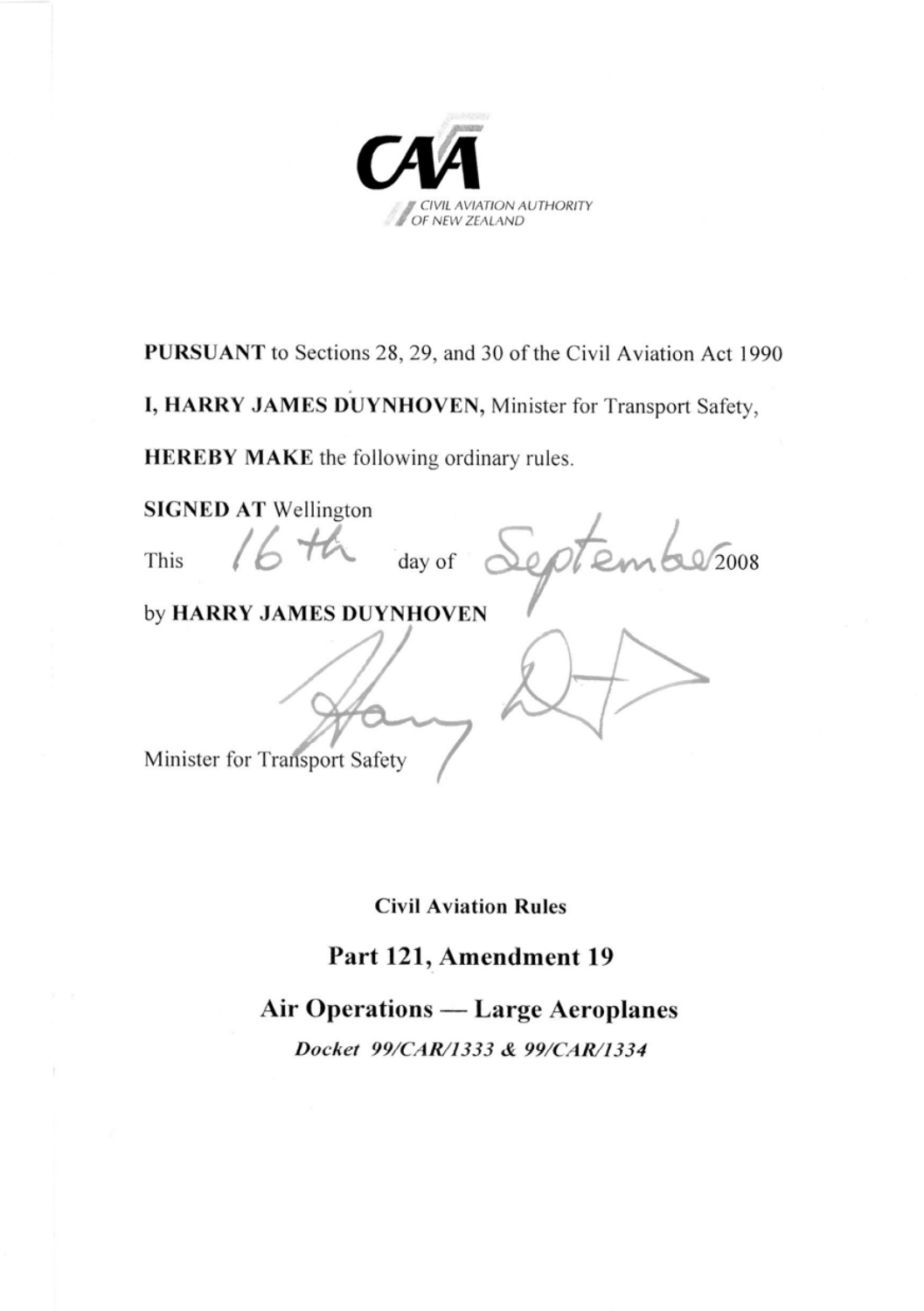CAA

CIVIL AVIATION AUTHORITY OF NEW ZEALAND

**PURSUANT** to Sections 28, 29, and 30 of the Civil Aviation Act 1990

**I, HARRY JAMES DUYNHOVEN,** Minister for Transport Safety,

**HEREBY MAKE** the following ordinary rules.

**SIGNED AT** Wellington

This 16th day of September 2008

by **HARRY JAMES DUYNHOVEN**

Minister for Transport Safety

## Civil Aviation Rules

# Part 121, Amendment 19

## Air Operations — Large Aeroplanes

***Docket 99/CAR/1333 & 99/CAR/1334***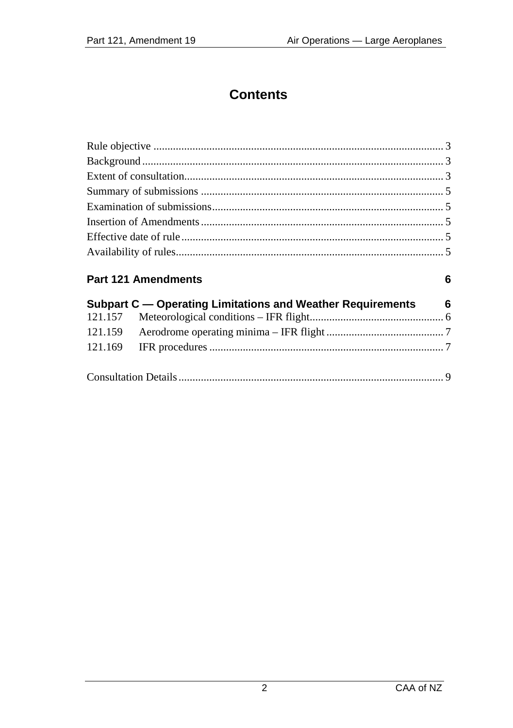# Contents

Rule objective ....................................................................................................... 3
Background ........................................................................................................... 3
Extent of consultation............................................................................................ 3
Summary of submissions ...................................................................................... 5
Examination of submissions.................................................................................. 5
Insertion of Amendments ...................................................................................... 5
Effective date of rule ............................................................................................. 5
Availability of rules............................................................................................... 5

**Part 121 Amendments** **6**

**Subpart C — Operating Limitations and Weather Requirements** **6**

121.157 Meteorological conditions – IFR flight................................................ 6
121.159 Aerodrome operating minima – IFR flight .......................................... 7
121.169 IFR procedures ................................................................................... 7

Consultation Details.............................................................................................. 9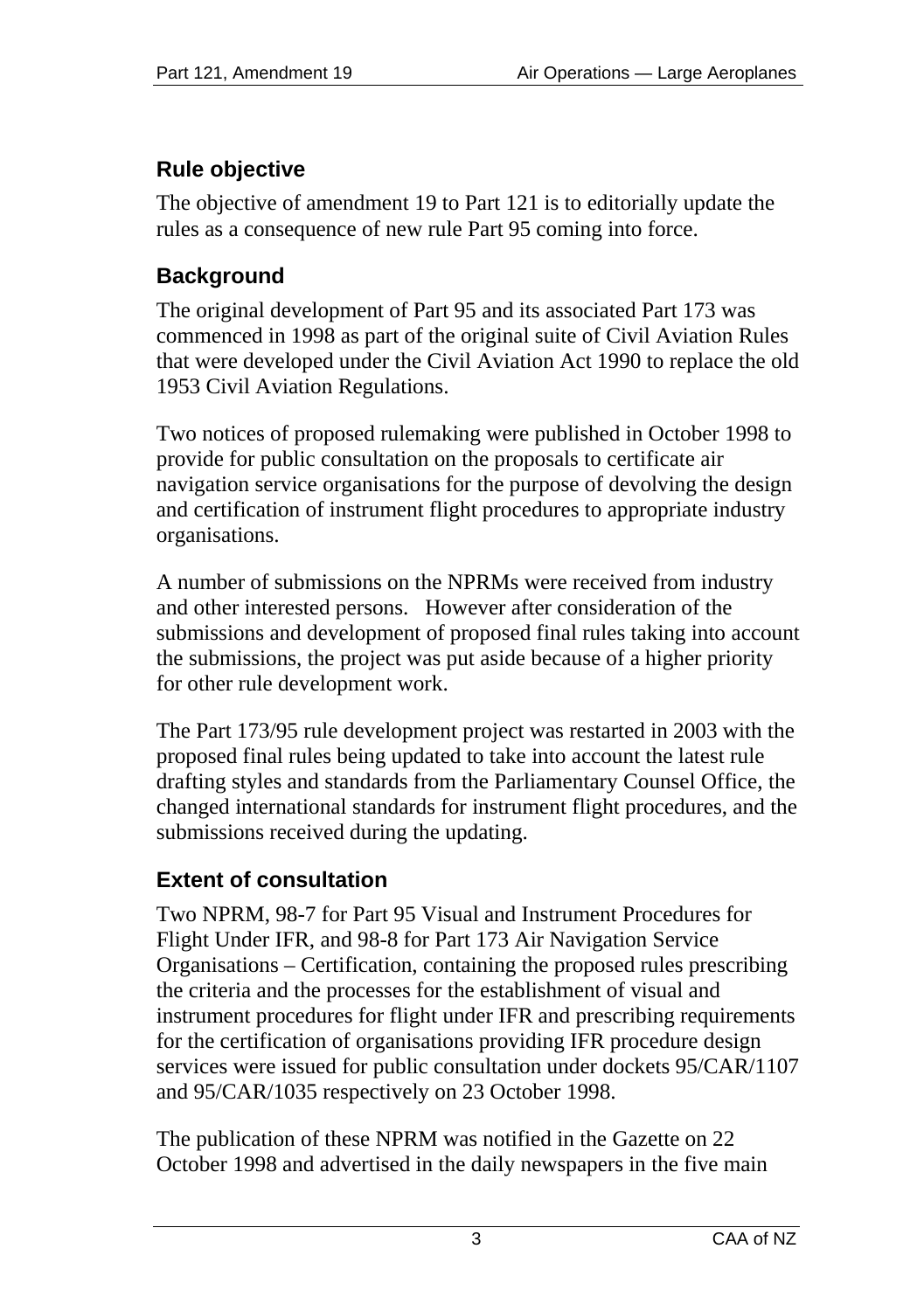## Rule objective

The objective of amendment 19 to Part 121 is to editorially update the rules as a consequence of new rule Part 95 coming into force.

## Background

The original development of Part 95 and its associated Part 173 was commenced in 1998 as part of the original suite of Civil Aviation Rules that were developed under the Civil Aviation Act 1990 to replace the old 1953 Civil Aviation Regulations.

Two notices of proposed rulemaking were published in October 1998 to provide for public consultation on the proposals to certificate air navigation service organisations for the purpose of devolving the design and certification of instrument flight procedures to appropriate industry organisations.

A number of submissions on the NPRMs were received from industry and other interested persons. However after consideration of the submissions and development of proposed final rules taking into account the submissions, the project was put aside because of a higher priority for other rule development work.

The Part 173/95 rule development project was restarted in 2003 with the proposed final rules being updated to take into account the latest rule drafting styles and standards from the Parliamentary Counsel Office, the changed international standards for instrument flight procedures, and the submissions received during the updating.

## Extent of consultation

Two NPRM, 98-7 for Part 95 Visual and Instrument Procedures for Flight Under IFR, and 98-8 for Part 173 Air Navigation Service Organisations – Certification, containing the proposed rules prescribing the criteria and the processes for the establishment of visual and instrument procedures for flight under IFR and prescribing requirements for the certification of organisations providing IFR procedure design services were issued for public consultation under dockets 95/CAR/1107 and 95/CAR/1035 respectively on 23 October 1998.

The publication of these NPRM was notified in the Gazette on 22 October 1998 and advertised in the daily newspapers in the five main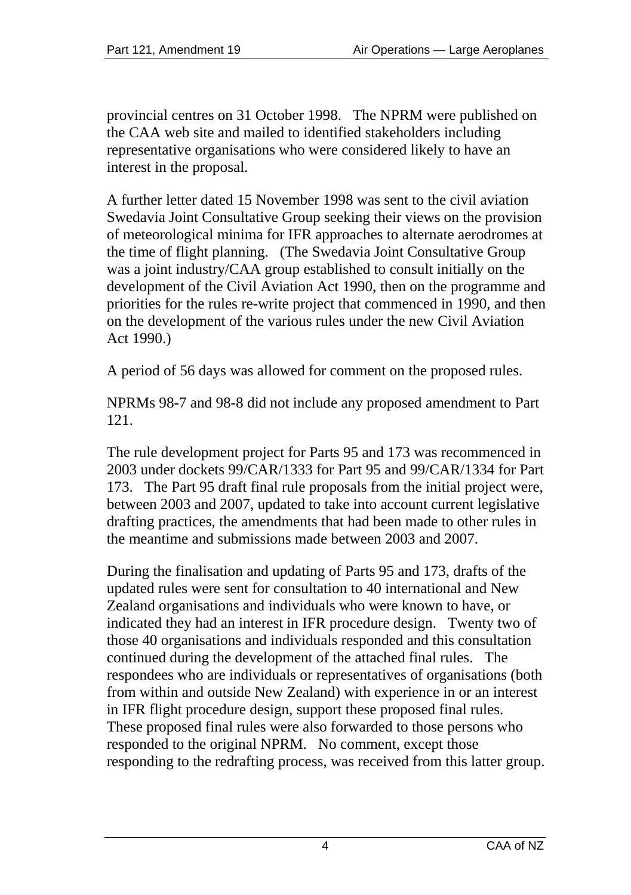provincial centres on 31 October 1998. The NPRM were published on the CAA web site and mailed to identified stakeholders including representative organisations who were considered likely to have an interest in the proposal.

A further letter dated 15 November 1998 was sent to the civil aviation Swedavia Joint Consultative Group seeking their views on the provision of meteorological minima for IFR approaches to alternate aerodromes at the time of flight planning. (The Swedavia Joint Consultative Group was a joint industry/CAA group established to consult initially on the development of the Civil Aviation Act 1990, then on the programme and priorities for the rules re-write project that commenced in 1990, and then on the development of the various rules under the new Civil Aviation Act 1990.)

A period of 56 days was allowed for comment on the proposed rules.

NPRMs 98-7 and 98-8 did not include any proposed amendment to Part 121.

The rule development project for Parts 95 and 173 was recommenced in 2003 under dockets 99/CAR/1333 for Part 95 and 99/CAR/1334 for Part 173. The Part 95 draft final rule proposals from the initial project were, between 2003 and 2007, updated to take into account current legislative drafting practices, the amendments that had been made to other rules in the meantime and submissions made between 2003 and 2007.

During the finalisation and updating of Parts 95 and 173, drafts of the updated rules were sent for consultation to 40 international and New Zealand organisations and individuals who were known to have, or indicated they had an interest in IFR procedure design. Twenty two of those 40 organisations and individuals responded and this consultation continued during the development of the attached final rules. The respondees who are individuals or representatives of organisations (both from within and outside New Zealand) with experience in or an interest in IFR flight procedure design, support these proposed final rules. These proposed final rules were also forwarded to those persons who responded to the original NPRM. No comment, except those responding to the redrafting process, was received from this latter group.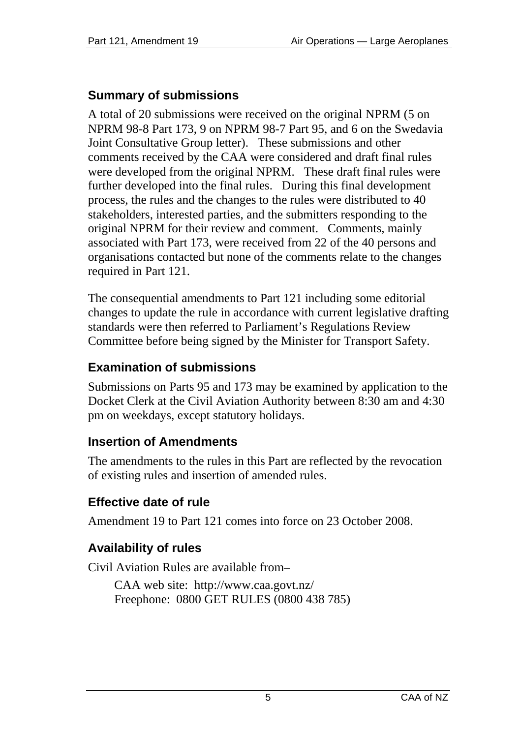## Summary of submissions

A total of 20 submissions were received on the original NPRM (5 on NPRM 98-8 Part 173, 9 on NPRM 98-7 Part 95, and 6 on the Swedavia Joint Consultative Group letter). These submissions and other comments received by the CAA were considered and draft final rules were developed from the original NPRM. These draft final rules were further developed into the final rules. During this final development process, the rules and the changes to the rules were distributed to 40 stakeholders, interested parties, and the submitters responding to the original NPRM for their review and comment. Comments, mainly associated with Part 173, were received from 22 of the 40 persons and organisations contacted but none of the comments relate to the changes required in Part 121.

The consequential amendments to Part 121 including some editorial changes to update the rule in accordance with current legislative drafting standards were then referred to Parliament's Regulations Review Committee before being signed by the Minister for Transport Safety.

## Examination of submissions

Submissions on Parts 95 and 173 may be examined by application to the Docket Clerk at the Civil Aviation Authority between 8:30 am and 4:30 pm on weekdays, except statutory holidays.

## Insertion of Amendments

The amendments to the rules in this Part are reflected by the revocation of existing rules and insertion of amended rules.

## Effective date of rule

Amendment 19 to Part 121 comes into force on 23 October 2008.

## Availability of rules

Civil Aviation Rules are available from–

CAA web site: http://www.caa.govt.nz/
Freephone: 0800 GET RULES (0800 438 785)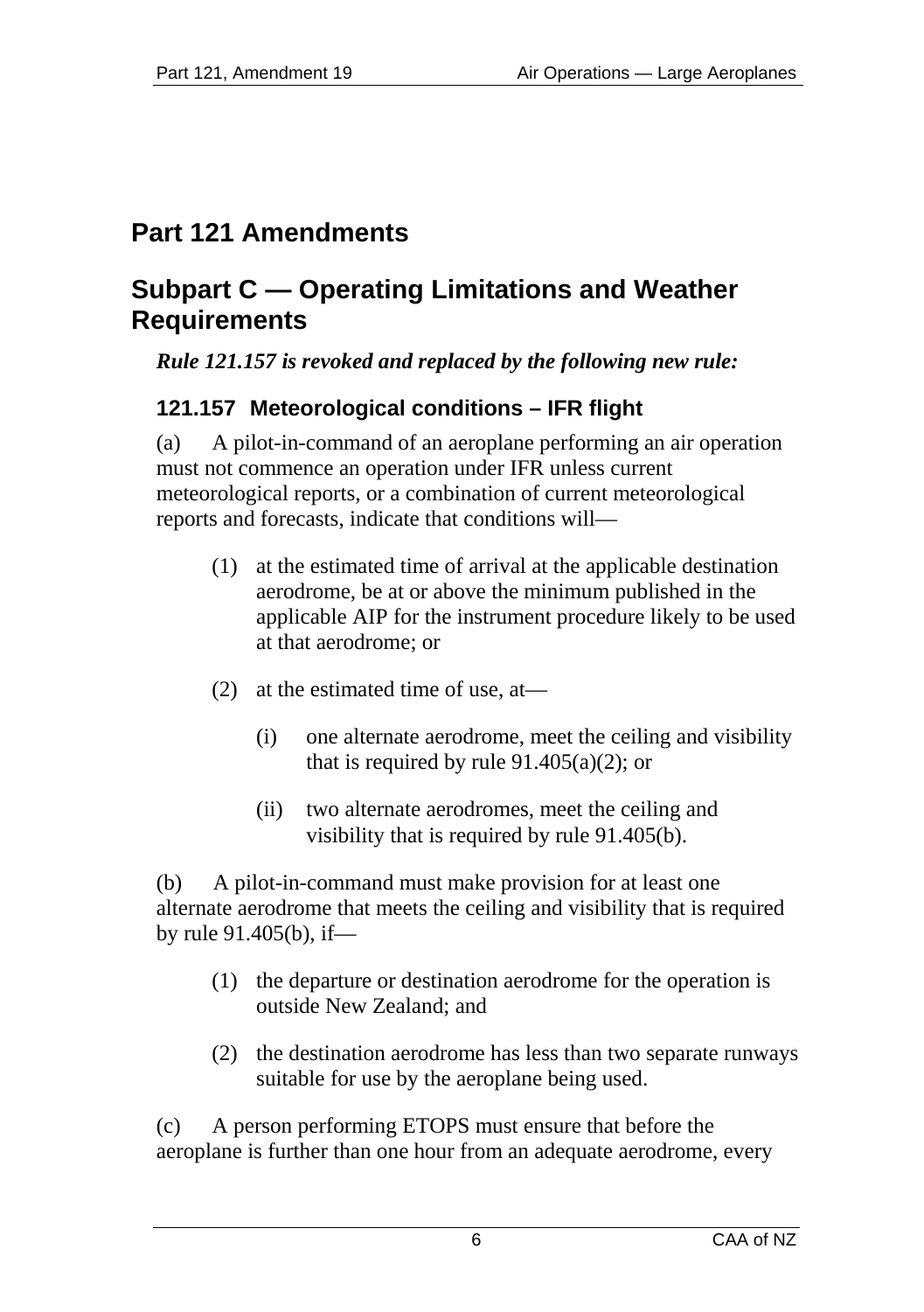# Part 121 Amendments

# Subpart C — Operating Limitations and Weather Requirements

***Rule 121.157 is revoked and replaced by the following new rule:***

### 121.157 Meteorological conditions – IFR flight

(a) A pilot-in-command of an aeroplane performing an air operation must not commence an operation under IFR unless current meteorological reports, or a combination of current meteorological reports and forecasts, indicate that conditions will—

> (1) at the estimated time of arrival at the applicable destination aerodrome, be at or above the minimum published in the applicable AIP for the instrument procedure likely to be used at that aerodrome; or
>
> (2) at the estimated time of use, at—
>
> > (i) one alternate aerodrome, meet the ceiling and visibility that is required by rule 91.405(a)(2); or
> >
> > (ii) two alternate aerodromes, meet the ceiling and visibility that is required by rule 91.405(b).

(b) A pilot-in-command must make provision for at least one alternate aerodrome that meets the ceiling and visibility that is required by rule 91.405(b), if—

> (1) the departure or destination aerodrome for the operation is outside New Zealand; and
>
> (2) the destination aerodrome has less than two separate runways suitable for use by the aeroplane being used.

(c) A person performing ETOPS must ensure that before the aeroplane is further than one hour from an adequate aerodrome, every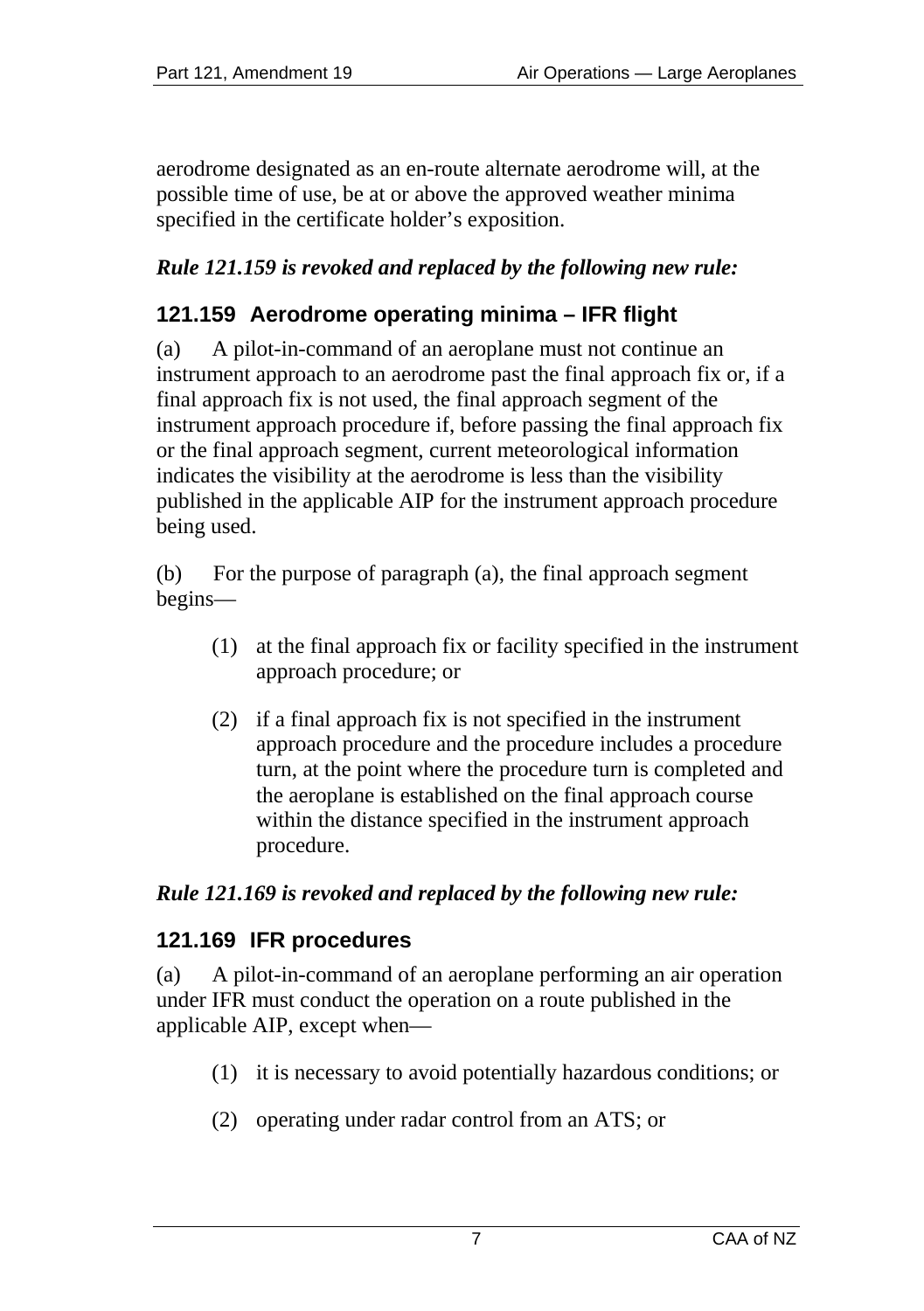aerodrome designated as an en-route alternate aerodrome will, at the possible time of use, be at or above the approved weather minima specified in the certificate holder's exposition.

***Rule 121.159 is revoked and replaced by the following new rule:***

## 121.159 Aerodrome operating minima – IFR flight

(a) A pilot-in-command of an aeroplane must not continue an instrument approach to an aerodrome past the final approach fix or, if a final approach fix is not used, the final approach segment of the instrument approach procedure if, before passing the final approach fix or the final approach segment, current meteorological information indicates the visibility at the aerodrome is less than the visibility published in the applicable AIP for the instrument approach procedure being used.

(b) For the purpose of paragraph (a), the final approach segment begins—

(1) at the final approach fix or facility specified in the instrument approach procedure; or

(2) if a final approach fix is not specified in the instrument approach procedure and the procedure includes a procedure turn, at the point where the procedure turn is completed and the aeroplane is established on the final approach course within the distance specified in the instrument approach procedure.

***Rule 121.169 is revoked and replaced by the following new rule:***

## 121.169 IFR procedures

(a) A pilot-in-command of an aeroplane performing an air operation under IFR must conduct the operation on a route published in the applicable AIP, except when—

(1) it is necessary to avoid potentially hazardous conditions; or

(2) operating under radar control from an ATS; or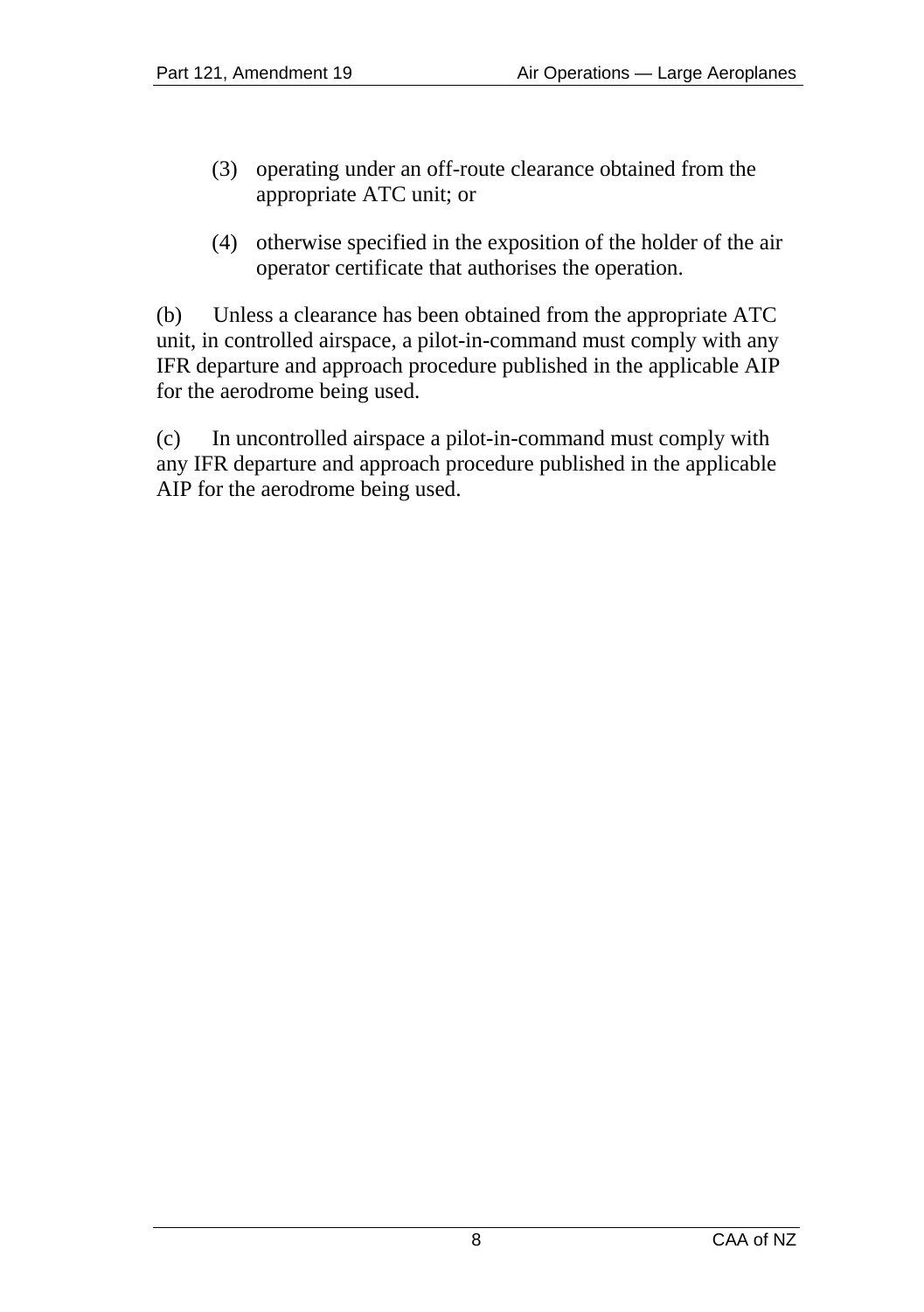(3) operating under an off-route clearance obtained from the appropriate ATC unit; or

(4) otherwise specified in the exposition of the holder of the air operator certificate that authorises the operation.

(b) Unless a clearance has been obtained from the appropriate ATC unit, in controlled airspace, a pilot-in-command must comply with any IFR departure and approach procedure published in the applicable AIP for the aerodrome being used.

(c) In uncontrolled airspace a pilot-in-command must comply with any IFR departure and approach procedure published in the applicable AIP for the aerodrome being used.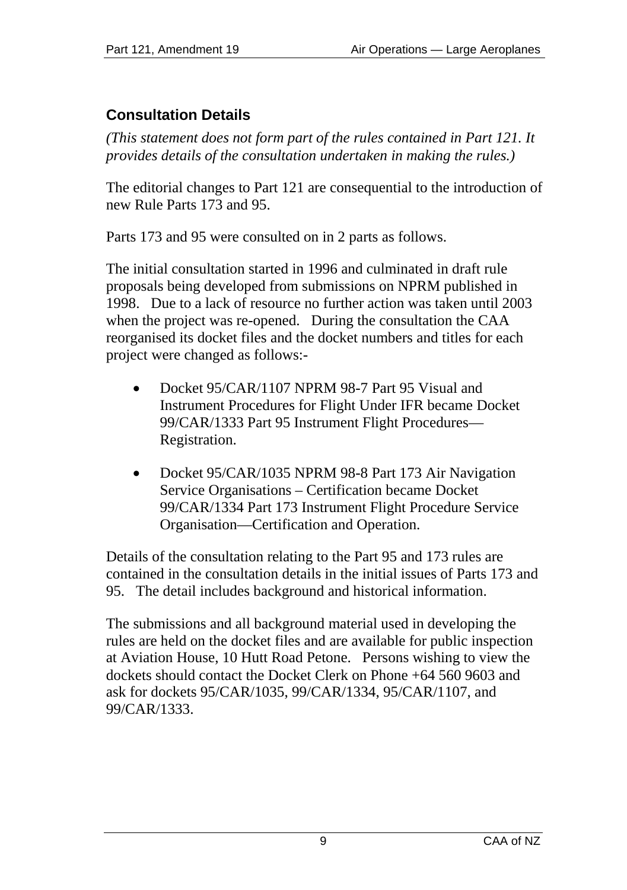## Consultation Details

*(This statement does not form part of the rules contained in Part 121. It provides details of the consultation undertaken in making the rules.)*

The editorial changes to Part 121 are consequential to the introduction of new Rule Parts 173 and 95.

Parts 173 and 95 were consulted on in 2 parts as follows.

The initial consultation started in 1996 and culminated in draft rule proposals being developed from submissions on NPRM published in 1998. Due to a lack of resource no further action was taken until 2003 when the project was re-opened. During the consultation the CAA reorganised its docket files and the docket numbers and titles for each project were changed as follows:-

- Docket 95/CAR/1107 NPRM 98-7 Part 95 Visual and Instrument Procedures for Flight Under IFR became Docket 99/CAR/1333 Part 95 Instrument Flight Procedures—Registration.
- Docket 95/CAR/1035 NPRM 98-8 Part 173 Air Navigation Service Organisations – Certification became Docket 99/CAR/1334 Part 173 Instrument Flight Procedure Service Organisation—Certification and Operation.

Details of the consultation relating to the Part 95 and 173 rules are contained in the consultation details in the initial issues of Parts 173 and 95. The detail includes background and historical information.

The submissions and all background material used in developing the rules are held on the docket files and are available for public inspection at Aviation House, 10 Hutt Road Petone. Persons wishing to view the dockets should contact the Docket Clerk on Phone +64 560 9603 and ask for dockets 95/CAR/1035, 99/CAR/1334, 95/CAR/1107, and 99/CAR/1333.